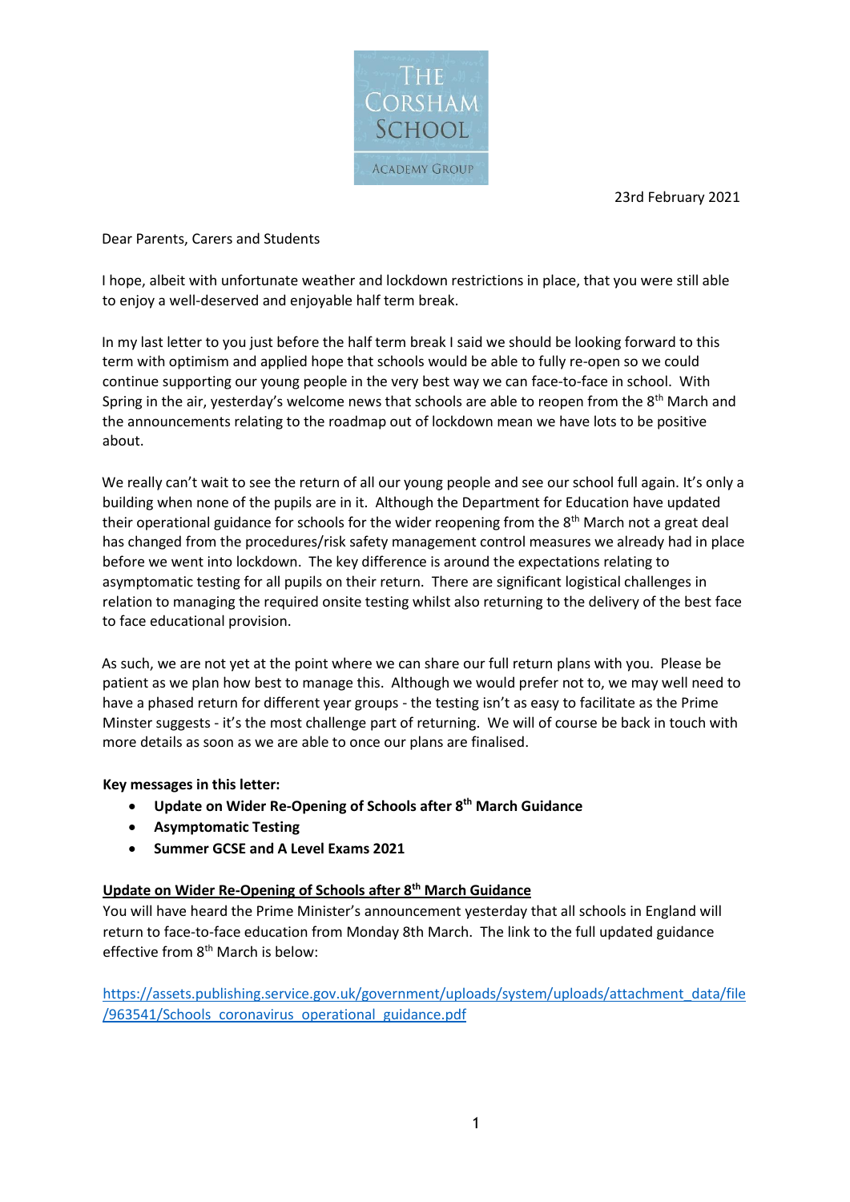THE CORSHAM SCHOOL

ACADEMY GROUP

23rd February 2021

Dear Parents, Carers and Students

I hope, albeit with unfortunate weather and lockdown restrictions in place, that you were still able to enjoy a well-deserved and enjoyable half term break.

In my last letter to you just before the half term break I said we should be looking forward to this term with optimism and applied hope that schools would be able to fully re-open so we could continue supporting our young people in the very best way we can face-to-face in school. With Spring in the air, yesterday's welcome news that schools are able to reopen from the 8th March and the announcements relating to the roadmap out of lockdown mean we have lots to be positive about.

We really can't wait to see the return of all our young people and see our school full again. It's only a building when none of the pupils are in it. Although the Department for Education have updated their operational guidance for schools for the wider reopening from the 8th March not a great deal has changed from the procedures/risk safety management control measures we already had in place before we went into lockdown. The key difference is around the expectations relating to asymptomatic testing for all pupils on their return. There are significant logistical challenges in relation to managing the required onsite testing whilst also returning to the delivery of the best face to face educational provision.

As such, we are not yet at the point where we can share our full return plans with you. Please be patient as we plan how best to manage this. Although we would prefer not to, we may well need to have a phased return for different year groups - the testing isn't as easy to facilitate as the Prime Minister suggests - it's the most challenge part of returning. We will of course be back in touch with more details as soon as we are able to once our plans are finalised.

**Key messages in this letter:**

- **Update on Wider Re-Opening of Schools after 8th March Guidance**
- **Asymptomatic Testing**
- **Summer GCSE and A Level Exams 2021**

**Update on Wider Re-Opening of Schools after 8th March Guidance**

You will have heard the Prime Minister's announcement yesterday that all schools in England will return to face-to-face education from Monday 8th March. The link to the full updated guidance effective from 8th March is below:

https://assets.publishing.service.gov.uk/government/uploads/system/uploads/attachment_data/file/963541/Schools_coronavirus_operational_guidance.pdf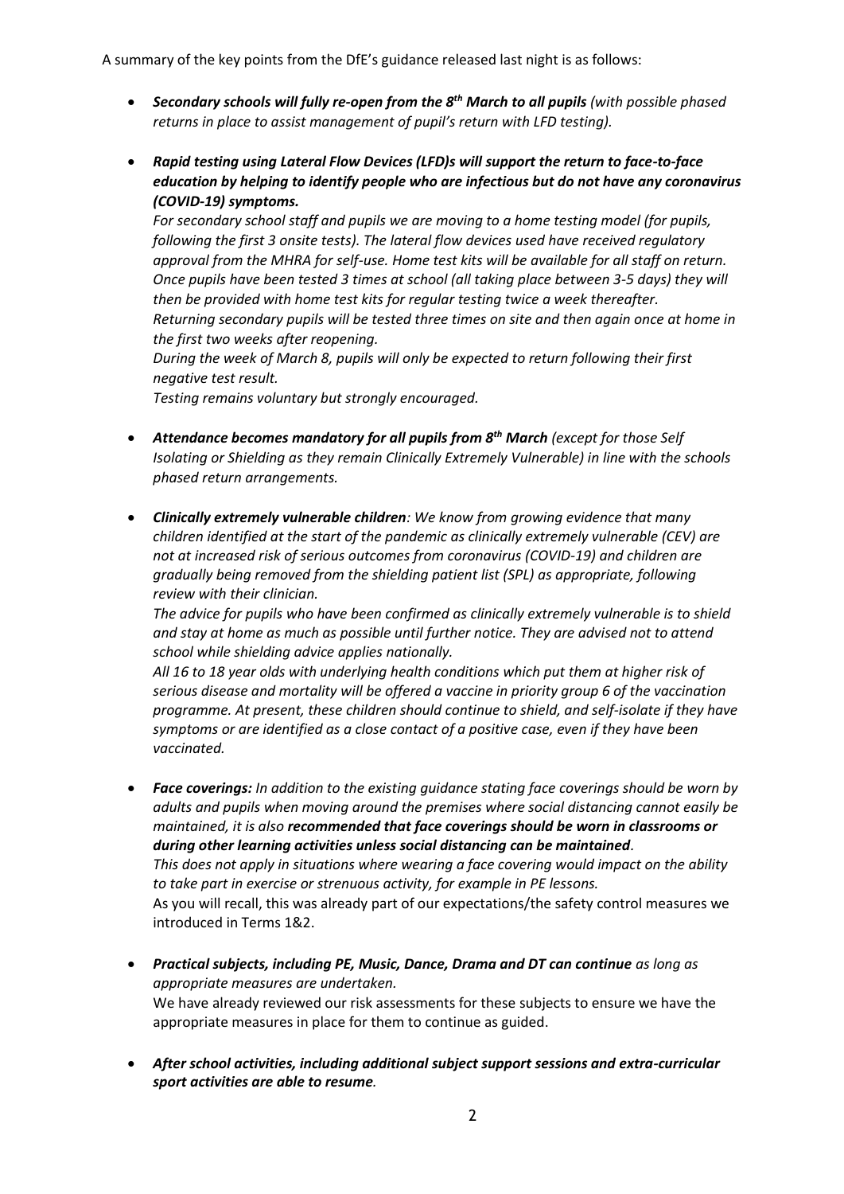A summary of the key points from the DfE's guidance released last night is as follows:

- ***Secondary schools will fully re-open from the 8th March to all pupils*** *(with possible phased returns in place to assist management of pupil's return with LFD testing).*

- ***Rapid testing using Lateral Flow Devices (LFD)s will support the return to face-to-face education by helping to identify people who are infectious but do not have any coronavirus (COVID-19) symptoms.***
  *For secondary school staff and pupils we are moving to a home testing model (for pupils, following the first 3 onsite tests). The lateral flow devices used have received regulatory approval from the MHRA for self-use. Home test kits will be available for all staff on return. Once pupils have been tested 3 times at school (all taking place between 3-5 days) they will then be provided with home test kits for regular testing twice a week thereafter.*
  *Returning secondary pupils will be tested three times on site and then again once at home in the first two weeks after reopening.*
  *During the week of March 8, pupils will only be expected to return following their first negative test result.*
  *Testing remains voluntary but strongly encouraged.*

- ***Attendance becomes mandatory for all pupils from 8th March*** *(except for those Self Isolating or Shielding as they remain Clinically Extremely Vulnerable) in line with the schools phased return arrangements.*

- ***Clinically extremely vulnerable children****: We know from growing evidence that many children identified at the start of the pandemic as clinically extremely vulnerable (CEV) are not at increased risk of serious outcomes from coronavirus (COVID-19) and children are gradually being removed from the shielding patient list (SPL) as appropriate, following review with their clinician.*
  *The advice for pupils who have been confirmed as clinically extremely vulnerable is to shield and stay at home as much as possible until further notice. They are advised not to attend school while shielding advice applies nationally.*
  *All 16 to 18 year olds with underlying health conditions which put them at higher risk of serious disease and mortality will be offered a vaccine in priority group 6 of the vaccination programme. At present, these children should continue to shield, and self-isolate if they have symptoms or are identified as a close contact of a positive case, even if they have been vaccinated.*

- ***Face coverings:*** *In addition to the existing guidance stating face coverings should be worn by adults and pupils when moving around the premises where social distancing cannot easily be maintained, it is also* ***recommended that face coverings should be worn in classrooms or during other learning activities unless social distancing can be maintained****.*
  *This does not apply in situations where wearing a face covering would impact on the ability to take part in exercise or strenuous activity, for example in PE lessons.*
  As you will recall, this was already part of our expectations/the safety control measures we introduced in Terms 1&2.

- ***Practical subjects, including PE, Music, Dance, Drama and DT can continue*** *as long as appropriate measures are undertaken.*
  We have already reviewed our risk assessments for these subjects to ensure we have the appropriate measures in place for them to continue as guided.

- ***After school activities, including additional subject support sessions and extra-curricular sport activities are able to resume****.*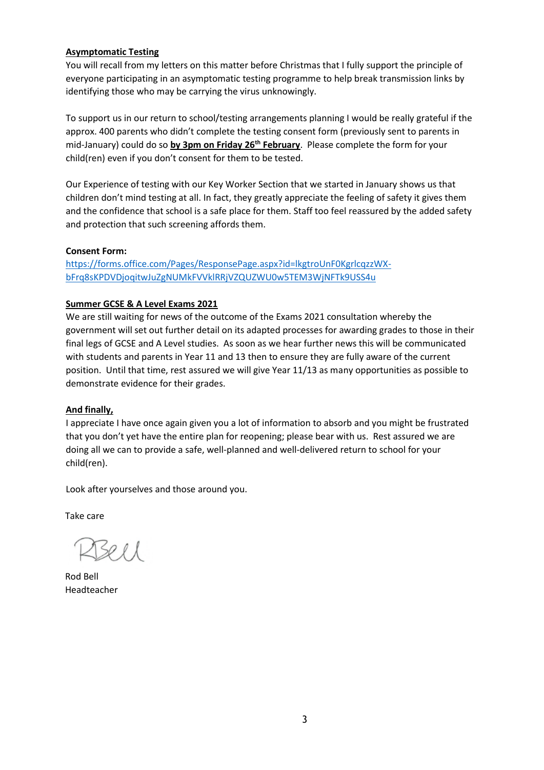**Asymptomatic Testing**

You will recall from my letters on this matter before Christmas that I fully support the principle of everyone participating in an asymptomatic testing programme to help break transmission links by identifying those who may be carrying the virus unknowingly.

To support us in our return to school/testing arrangements planning I would be really grateful if the approx. 400 parents who didn't complete the testing consent form (previously sent to parents in mid-January) could do so **by 3pm on Friday 26th February**. Please complete the form for your child(ren) even if you don't consent for them to be tested.

Our Experience of testing with our Key Worker Section that we started in January shows us that children don't mind testing at all. In fact, they greatly appreciate the feeling of safety it gives them and the confidence that school is a safe place for them. Staff too feel reassured by the added safety and protection that such screening affords them.

**Consent Form:**

https://forms.office.com/Pages/ResponsePage.aspx?id=lkgtroUnF0KgrlcqzzWX-bFrq8sKPDVDjoqitwJuZgNUMkFVVklRRjVZQUZWU0w5TEM3WjNFTk9USS4u

**Summer GCSE & A Level Exams 2021**

We are still waiting for news of the outcome of the Exams 2021 consultation whereby the government will set out further detail on its adapted processes for awarding grades to those in their final legs of GCSE and A Level studies. As soon as we hear further news this will be communicated with students and parents in Year 11 and 13 then to ensure they are fully aware of the current position. Until that time, rest assured we will give Year 11/13 as many opportunities as possible to demonstrate evidence for their grades.

**And finally,**

I appreciate I have once again given you a lot of information to absorb and you might be frustrated that you don't yet have the entire plan for reopening; please bear with us. Rest assured we are doing all we can to provide a safe, well-planned and well-delivered return to school for your child(ren).

Look after yourselves and those around you.

Take care

RBell

Rod Bell
Headteacher